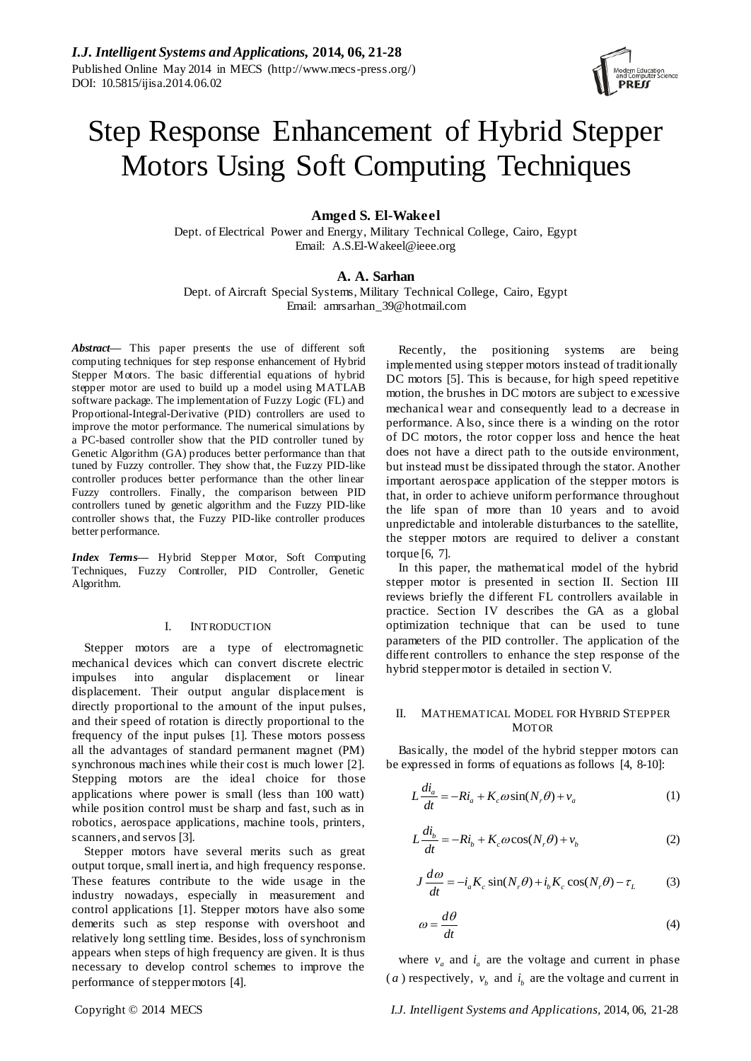# Step Response Enhancement of Hybrid Stepper Motors Using Soft Computing Techniques

**Amged S. El-Wakeel**

Dept. of Electrical Power and Energy, Military Technical College, Cairo, Egypt
Email: A.S.El-Wakeel@ieee.org

**A. A. Sarhan**

Dept. of Aircraft Special Systems, Military Technical College, Cairo, Egypt
Email: amrsarhan_39@hotmail.com

***Abstract*****—** This paper presents the use of different soft computing techniques for step response enhancement of Hybrid Stepper Motors. The basic differential equations of hybrid stepper motor are used to build up a model using MATLAB software package. The implementation of Fuzzy Logic (FL) and Proportional-Integral-Derivative (PID) controllers are used to improve the motor performance. The numerical simulations by a PC-based controller show that the PID controller tuned by Genetic Algorithm (GA) produces better performance than that tuned by Fuzzy controller. They show that, the Fuzzy PID-like controller produces better performance than the other linear Fuzzy controllers. Finally, the comparison between PID controllers tuned by genetic algorithm and the Fuzzy PID-like controller shows that, the Fuzzy PID-like controller produces better performance.

***Index Terms*****—** Hybrid Stepper Motor, Soft Computing Techniques, Fuzzy Controller, PID Controller, Genetic Algorithm.

## I. INTRODUCTION

Stepper motors are a type of electromagnetic mechanical devices which can convert discrete electric impulses into angular displacement or linear displacement. Their output angular displacement is directly proportional to the amount of the input pulses, and their speed of rotation is directly proportional to the frequency of the input pulses [1]. These motors possess all the advantages of standard permanent magnet (PM) synchronous machines while their cost is much lower [2]. Stepping motors are the ideal choice for those applications where power is small (less than 100 watt) while position control must be sharp and fast, such as in robotics, aerospace applications, machine tools, printers, scanners, and servos [3].

Stepper motors have several merits such as great output torque, small inertia, and high frequency response. These features contribute to the wide usage in the industry nowadays, especially in measurement and control applications [1]. Stepper motors have also some demerits such as step response with overshoot and relatively long settling time. Besides, loss of synchronism appears when steps of high frequency are given. It is thus necessary to develop control schemes to improve the performance of stepper motors [4].

Recently, the positioning systems are being implemented using stepper motors instead of traditionally DC motors [5]. This is because, for high speed repetitive motion, the brushes in DC motors are subject to excessive mechanical wear and consequently lead to a decrease in performance. Also, since there is a winding on the rotor of DC motors, the rotor copper loss and hence the heat does not have a direct path to the outside environment, but instead must be dissipated through the stator. Another important aerospace application of the stepper motors is that, in order to achieve uniform performance throughout the life span of more than 10 years and to avoid unpredictable and intolerable disturbances to the satellite, the stepper motors are required to deliver a constant torque [6, 7].

In this paper, the mathematical model of the hybrid stepper motor is presented in section II. Section III reviews briefly the different FL controllers available in practice. Section IV describes the GA as a global optimization technique that can be used to tune parameters of the PID controller. The application of the different controllers to enhance the step response of the hybrid stepper motor is detailed in section V.

## II. MATHEMATICAL MODEL FOR HYBRID STEPPER MOTOR

Basically, the model of the hybrid stepper motors can be expressed in forms of equations as follows [4, 8-10]:

$$L\frac{di_a}{dt} = -Ri_a + K_c\omega\sin(N_r\theta) + v_a \tag{1}$$

$$L\frac{di_b}{dt} = -Ri_b + K_c\omega\cos(N_r\theta) + v_b \tag{2}$$

$$J\frac{d\omega}{dt} = -i_a K_c\sin(N_r\theta) + i_b K_c\cos(N_r\theta) - \tau_L \tag{3}$$

$$\omega = \frac{d\theta}{dt} \tag{4}$$

where $v_a$ and $i_a$ are the voltage and current in phase ($a$) respectively, $v_b$ and $i_b$ are the voltage and current in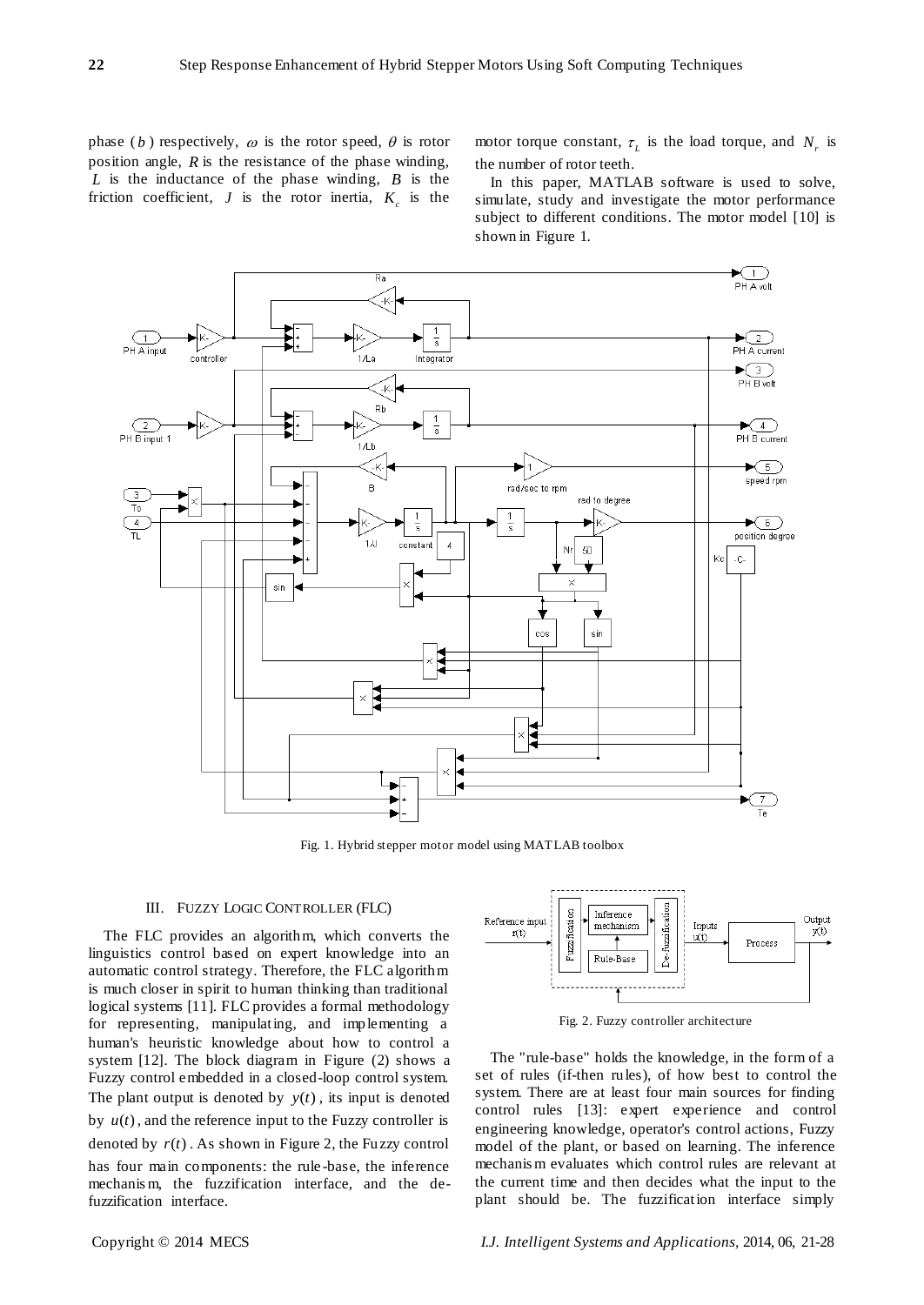phase ($b$) respectively, $\omega$ is the rotor speed, $\theta$ is rotor position angle, $R$ is the resistance of the phase winding, $L$ is the inductance of the phase winding, $B$ is the friction coefficient, $J$ is the rotor inertia, $K_c$ is the motor torque constant, $\tau_L$ is the load torque, and $N_r$ is the number of rotor teeth.

In this paper, MATLAB software is used to solve, simulate, study and investigate the motor performance subject to different conditions. The motor model [10] is shown in Figure 1.

Fig. 1. Hybrid stepper motor model using MATLAB toolbox

## III. Fuzzy Logic Controller (FLC)

The FLC provides an algorithm, which converts the linguistics control based on expert knowledge into an automatic control strategy. Therefore, the FLC algorithm is much closer in spirit to human thinking than traditional logical systems [11]. FLC provides a formal methodology for representing, manipulating, and implementing a human's heuristic knowledge about how to control a system [12]. The block diagram in Figure (2) shows a Fuzzy control embedded in a closed-loop control system. The plant output is denoted by $y(t)$, its input is denoted by $u(t)$, and the reference input to the Fuzzy controller is denoted by $r(t)$. As shown in Figure 2, the Fuzzy control has four main components: the rule-base, the inference mechanism, the fuzzification interface, and the de-fuzzification interface.

Fig. 2. Fuzzy controller architecture

The "rule-base" holds the knowledge, in the form of a set of rules (if-then rules), of how best to control the system. There are at least four main sources for finding control rules [13]: expert experience and control engineering knowledge, operator's control actions, Fuzzy model of the plant, or based on learning. The inference mechanism evaluates which control rules are relevant at the current time and then decides what the input to the plant should be. The fuzzification interface simply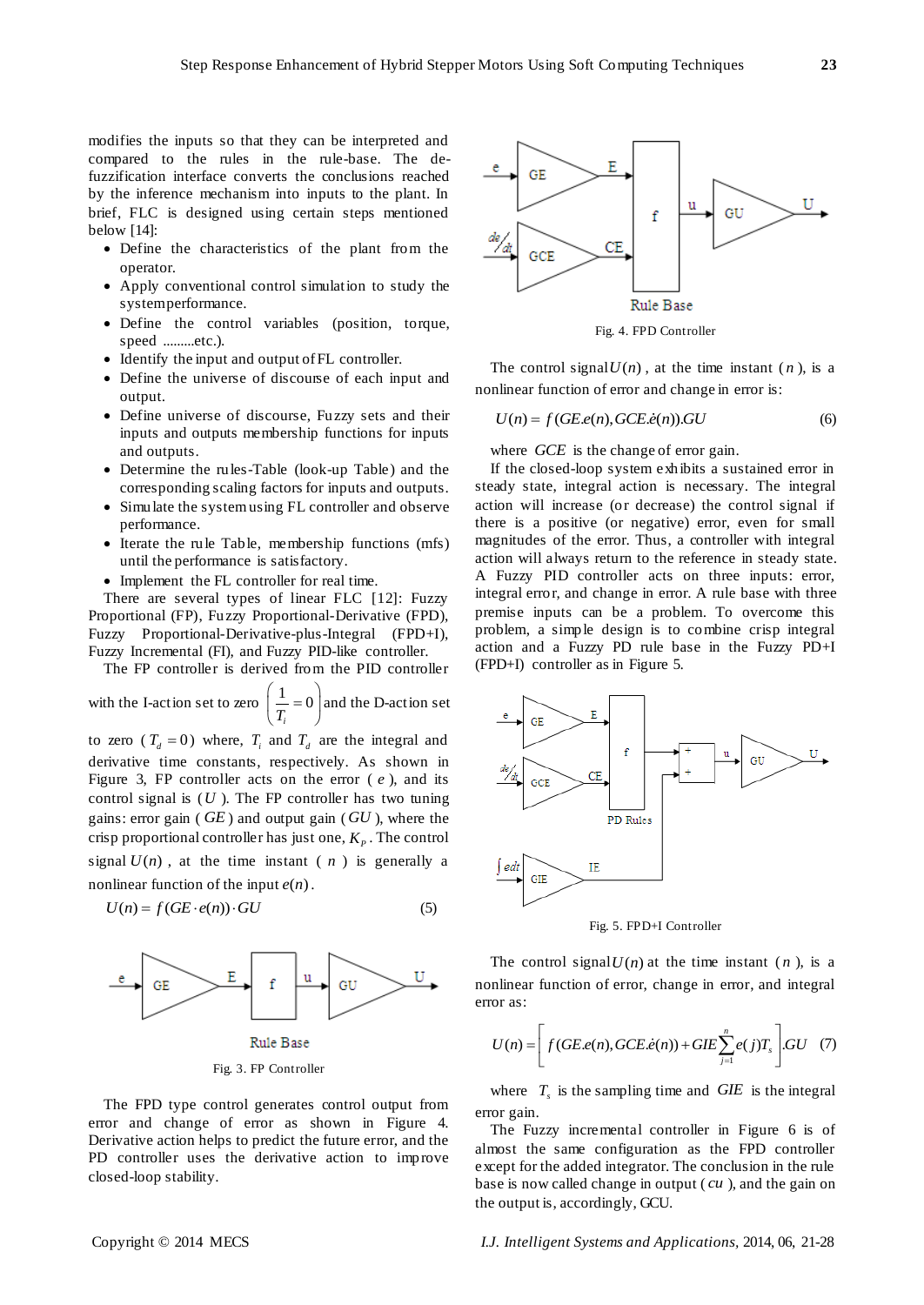modifies the inputs so that they can be interpreted and compared to the rules in the rule-base. The de-fuzzification interface converts the conclusions reached by the inference mechanism into inputs to the plant. In brief, FLC is designed using certain steps mentioned below [14]:

- Define the characteristics of the plant from the operator.
- Apply conventional control simulation to study the systemperformance.
- Define the control variables (position, torque, speed .........etc.).
- Identify the input and output of FL controller.
- Define the universe of discourse of each input and output.
- Define universe of discourse, Fuzzy sets and their inputs and outputs membership functions for inputs and outputs.
- Determine the rules-Table (look-up Table) and the corresponding scaling factors for inputs and outputs.
- Simulate the system using FL controller and observe performance.
- Iterate the rule Table, membership functions (mfs) until the performance is satisfactory.
- Implement the FL controller for real time.

There are several types of linear FLC [12]: Fuzzy Proportional (FP), Fuzzy Proportional-Derivative (FPD), Fuzzy Proportional-Derivative-plus-Integral (FPD+I), Fuzzy Incremental (FI), and Fuzzy PID-like controller.

The FP controller is derived from the PID controller with the I-action set to zero $\left(\frac{1}{T_i}=0\right)$ and the D-action set to zero ($T_d=0$) where, $T_i$ and $T_d$ are the integral and derivative time constants, respectively. As shown in Figure 3, FP controller acts on the error ( $e$ ), and its control signal is ($U$ ). The FP controller has two tuning gains: error gain ( $GE$ ) and output gain ( $GU$ ), where the crisp proportional controller has just one, $K_p$ . The control signal $U(n)$ , at the time instant ( $n$ ) is generally a nonlinear function of the input $e(n)$ .

$$U(n)= f(GE\cdot e(n))\cdot GU \tag{5}$$

Fig. 3. FP Controller

The FPD type control generates control output from error and change of error as shown in Figure 4. Derivative action helps to predict the future error, and the PD controller uses the derivative action to improve closed-loop stability.

Fig. 4. FPD Controller

The control signal $U(n)$ , at the time instant ( $n$ ), is a nonlinear function of error and change in error is:

$$U(n)= f(GE.e(n), GCE.\dot{e}(n)).GU \tag{6}$$

where $GCE$ is the change of error gain.

If the closed-loop system exhibits a sustained error in steady state, integral action is necessary. The integral action will increase (or decrease) the control signal if there is a positive (or negative) error, even for small magnitudes of the error. Thus, a controller with integral action will always return to the reference in steady state. A Fuzzy PID controller acts on three inputs: error, integral error, and change in error. A rule base with three premise inputs can be a problem. To overcome this problem, a simple design is to combine crisp integral action and a Fuzzy PD rule base in the Fuzzy PD+I (FPD+I) controller as in Figure 5.

Fig. 5. FPD+I Controller

The control signal $U(n)$ at the time instant ( $n$ ), is a nonlinear function of error, change in error, and integral error as:

$$U(n)=\left[f(GE.e(n), GCE.\dot{e}(n))+GIE\sum_{j=1}^{n}e(j)T_s\right].GU \tag{7}$$

where $T_s$ is the sampling time and $GIE$ is the integral error gain.

The Fuzzy incremental controller in Figure 6 is of almost the same configuration as the FPD controller except for the added integrator. The conclusion in the rule base is now called change in output ( $cu$ ), and the gain on the output is, accordingly, GCU.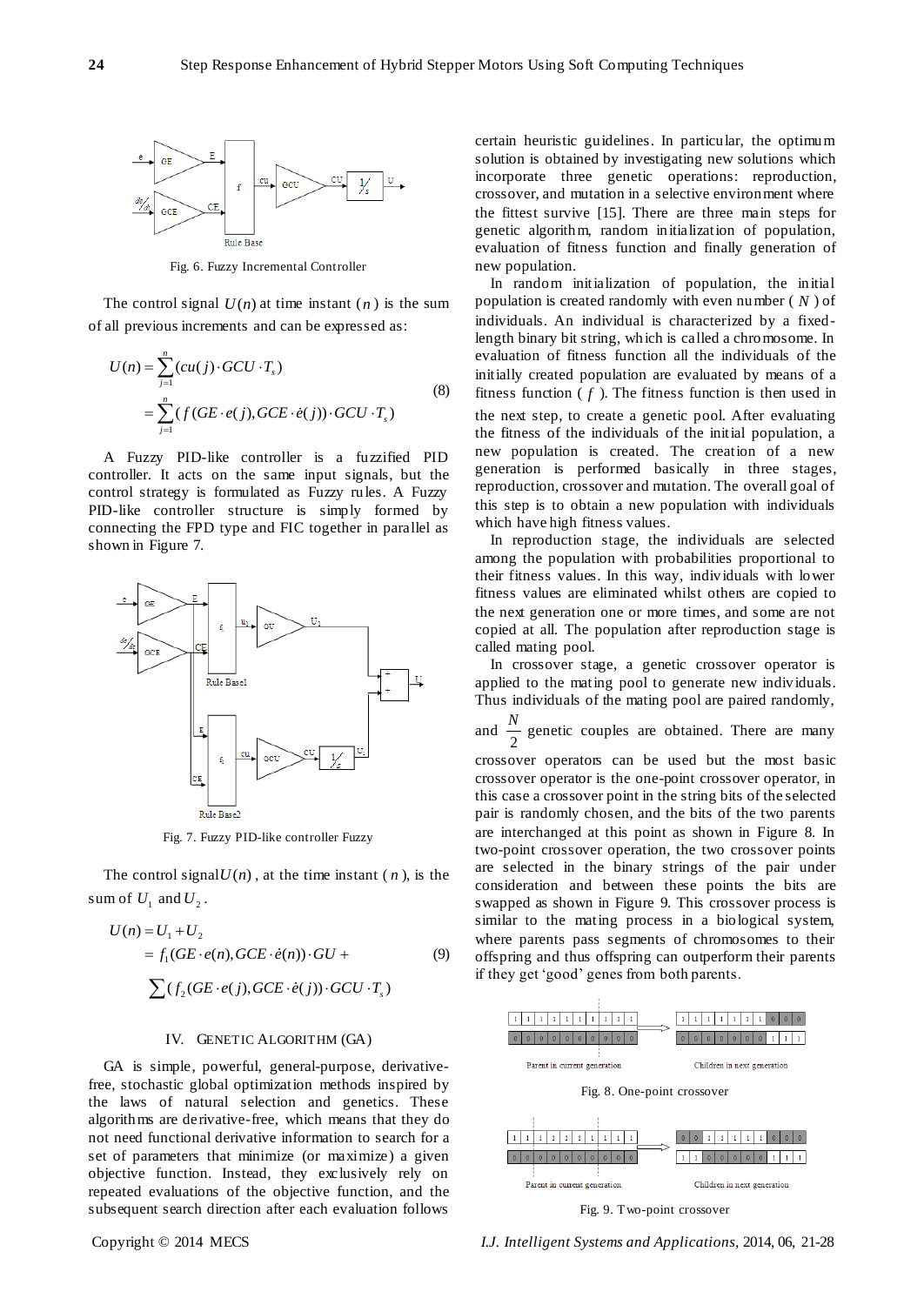Fig. 6. Fuzzy Incremental Controller

The control signal $U(n)$ at time instant ($n$) is the sum of all previous increments and can be expressed as:

$$
\begin{aligned}
U(n) &= \sum_{j=1}^{n} (cu(j) \cdot GCU \cdot T_s) \\
&= \sum_{j=1}^{n} (f(GE \cdot e(j), GCE \cdot \dot{e}(j)) \cdot GCU \cdot T_s)
\end{aligned} \tag{8}
$$

A Fuzzy PID-like controller is a fuzzified PID controller. It acts on the same input signals, but the control strategy is formulated as Fuzzy rules. A Fuzzy PID-like controller structure is simply formed by connecting the FPD type and FIC together in parallel as shown in Figure 7.

Fig. 7. Fuzzy PID-like controller Fuzzy

The control signal $U(n)$, at the time instant ($n$), is the sum of $U_1$ and $U_2$.

$$
\begin{aligned}
U(n) &= U_1 + U_2 \\
&= f_1(GE \cdot e(n), GCE \cdot \dot{e}(n)) \cdot GU + \\
&\sum (f_2(GE \cdot e(j), GCE \cdot \dot{e}(j)) \cdot GCU \cdot T_s)
\end{aligned} \tag{9}
$$

## IV. Genetic Algorithm (GA)

GA is simple, powerful, general-purpose, derivative-free, stochastic global optimization methods inspired by the laws of natural selection and genetics. These algorithms are derivative-free, which means that they do not need functional derivative information to search for a set of parameters that minimize (or maximize) a given objective function. Instead, they exclusively rely on repeated evaluations of the objective function, and the subsequent search direction after each evaluation follows certain heuristic guidelines. In particular, the optimum solution is obtained by investigating new solutions which incorporate three genetic operations: reproduction, crossover, and mutation in a selective environment where the fittest survive [15]. There are three main steps for genetic algorithm, random initialization of population, evaluation of fitness function and finally generation of new population.

In random initialization of population, the initial population is created randomly with even number ($N$) of individuals. An individual is characterized by a fixed-length binary bit string, which is called a chromosome. In evaluation of fitness function all the individuals of the initially created population are evaluated by means of a fitness function ($f$). The fitness function is then used in the next step, to create a genetic pool. After evaluating the fitness of the individuals of the initial population, a new population is created. The creation of a new generation is performed basically in three stages, reproduction, crossover and mutation. The overall goal of this step is to obtain a new population with individuals which have high fitness values.

In reproduction stage, the individuals are selected among the population with probabilities proportional to their fitness values. In this way, individuals with lower fitness values are eliminated whilst others are copied to the next generation one or more times, and some are not copied at all. The population after reproduction stage is called mating pool.

In crossover stage, a genetic crossover operator is applied to the mating pool to generate new individuals. Thus individuals of the mating pool are paired randomly, and $\frac{N}{2}$ genetic couples are obtained. There are many crossover operators can be used but the most basic crossover operator is the one-point crossover operator, in this case a crossover point in the string bits of the selected pair is randomly chosen, and the bits of the two parents are interchanged at this point as shown in Figure 8. In two-point crossover operation, the two crossover points are selected in the binary strings of the pair under consideration and between these points the bits are swapped as shown in Figure 9. This crossover process is similar to the mating process in a biological system, where parents pass segments of chromosomes to their offspring and thus offspring can outperform their parents if they get 'good' genes from both parents.

Fig. 8. One-point crossover

Fig. 9. Two-point crossover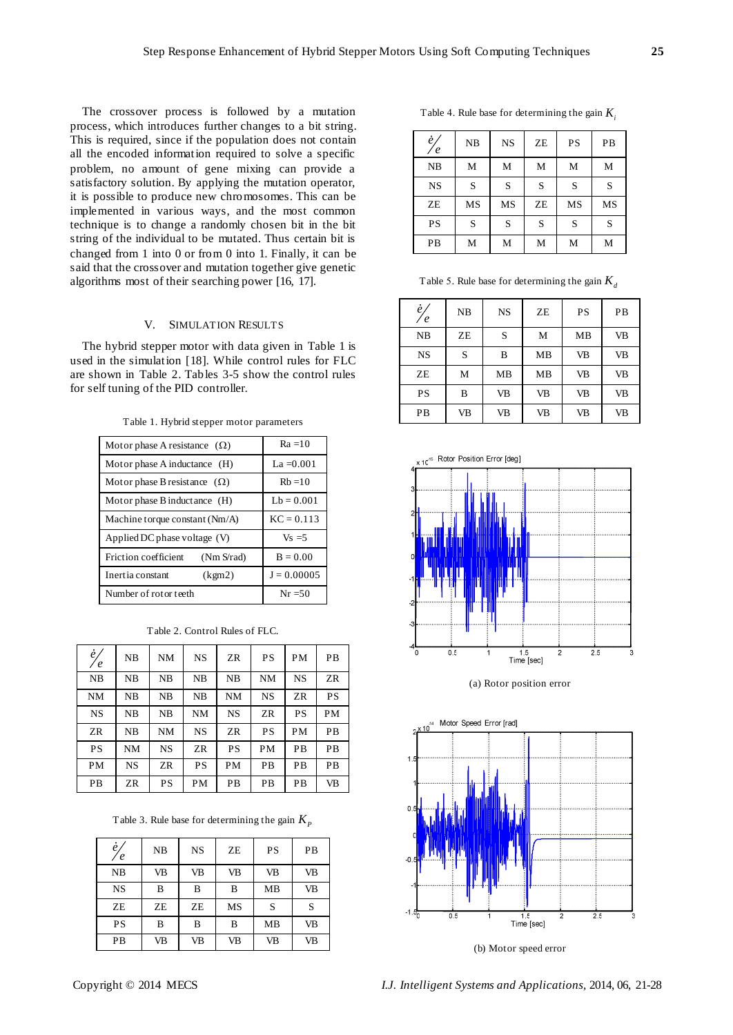The crossover process is followed by a mutation process, which introduces further changes to a bit string. This is required, since if the population does not contain all the encoded information required to solve a specific problem, no amount of gene mixing can provide a satisfactory solution. By applying the mutation operator, it is possible to produce new chromosomes. This can be implemented in various ways, and the most common technique is to change a randomly chosen bit in the bit string of the individual to be mutated. Thus certain bit is changed from 1 into 0 or from 0 into 1. Finally, it can be said that the crossover and mutation together give genetic algorithms most of their searching power [16, 17].

## V. Simulation Results

The hybrid stepper motor with data given in Table 1 is used in the simulation [18]. While control rules for FLC are shown in Table 2. Tables 3-5 show the control rules for self tuning of the PID controller.

Table 1. Hybrid stepper motor parameters

| | |
|---|---|
| Motor phase A resistance (Ω) | Ra =10 |
| Motor phase A inductance (H) | La =0.001 |
| Motor phase B resistance (Ω) | Rb =10 |
| Motor phase B inductance (H) | Lb = 0.001 |
| Machine torque constant (Nm/A) | KC = 0.113 |
| Applied DC phase voltage (V) | Vs =5 |
| Friction coefficient (Nm S/rad) | B = 0.00 |
| Inertia constant (kgm2) | J = 0.00005 |
| Number of rotor teeth | Nr =50 |

Table 2. Control Rules of FLC.

| $\dot{e}/e$ | NB | NM | NS | ZR | PS | PM | PB |
|---|---|---|---|---|---|---|---|
| NB | NB | NB | NB | NB | NM | NS | ZR |
| NM | NB | NB | NB | NM | NS | ZR | PS |
| NS | NB | NB | NM | NS | ZR | PS | PM |
| ZR | NB | NM | NS | ZR | PS | PM | PB |
| PS | NM | NS | ZR | PS | PM | PB | PB |
| PM | NS | ZR | PS | PM | PB | PB | PB |
| PB | ZR | PS | PM | PB | PB | PB | VB |

Table 3. Rule base for determining the gain $K_p$

| $\dot{e}/e$ | NB | NS | ZE | PS | PB |
|---|---|---|---|---|---|
| NB | VB | VB | VB | VB | VB |
| NS | B | B | B | MB | VB |
| ZE | ZE | ZE | MS | S | S |
| PS | B | B | B | MB | VB |
| PB | VB | VB | VB | VB | VB |

Table 4. Rule base for determining the gain $K_i$

| $\dot{e}/e$ | NB | NS | ZE | PS | PB |
|---|---|---|---|---|---|
| NB | M | M | M | M | M |
| NS | S | S | S | S | S |
| ZE | MS | MS | ZE | MS | MS |
| PS | S | S | S | S | S |
| PB | M | M | M | M | M |

Table 5. Rule base for determining the gain $K_d$

| $\dot{e}/e$ | NB | NS | ZE | PS | PB |
|---|---|---|---|---|---|
| NB | ZE | S | M | MB | VB |
| NS | S | B | MB | VB | VB |
| ZE | M | MB | MB | VB | VB |
| PS | B | VB | VB | VB | VB |
| PB | VB | VB | VB | VB | VB |

(a) Rotor position error

(b) Motor speed error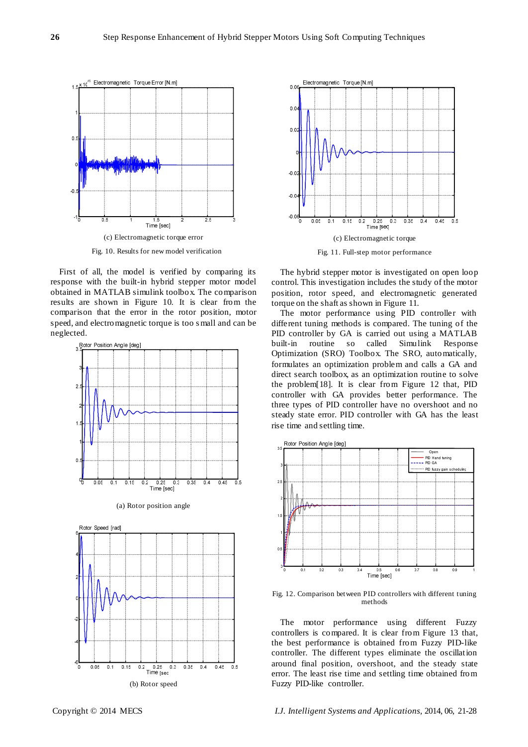(c) Electromagnetic torque error

Fig. 10. Results for new model verification

First of all, the model is verified by comparing its response with the built-in hybrid stepper motor model obtained in MATLAB simulink toolbox. The comparison results are shown in Figure 10. It is clear from the comparison that the error in the rotor position, motor speed, and electromagnetic torque is too small and can be neglected.

(a) Rotor position angle

(b) Rotor speed

(c) Electromagnetic torque

Fig. 11. Full-step motor performance

The hybrid stepper motor is investigated on open loop control. This investigation includes the study of the motor position, rotor speed, and electromagnetic generated torque on the shaft as shown in Figure 11.

The motor performance using PID controller with different tuning methods is compared. The tuning of the PID controller by GA is carried out using a MATLAB built-in routine so called Simulink Response Optimization (SRO) Toolbox. The SRO, automatically, formulates an optimization problem and calls a GA and direct search toolbox, as an optimization routine to solve the problem[18]. It is clear from Figure 12 that, PID controller with GA provides better performance. The three types of PID controller have no overshoot and no steady state error. PID controller with GA has the least rise time and settling time.

Fig. 12. Comparison between PID controllers with different tuning methods

The motor performance using different Fuzzy controllers is compared. It is clear from Figure 13 that, the best performance is obtained from Fuzzy PID-like controller. The different types eliminate the oscillation around final position, overshoot, and the steady state error. The least rise time and settling time obtained from Fuzzy PID-like controller.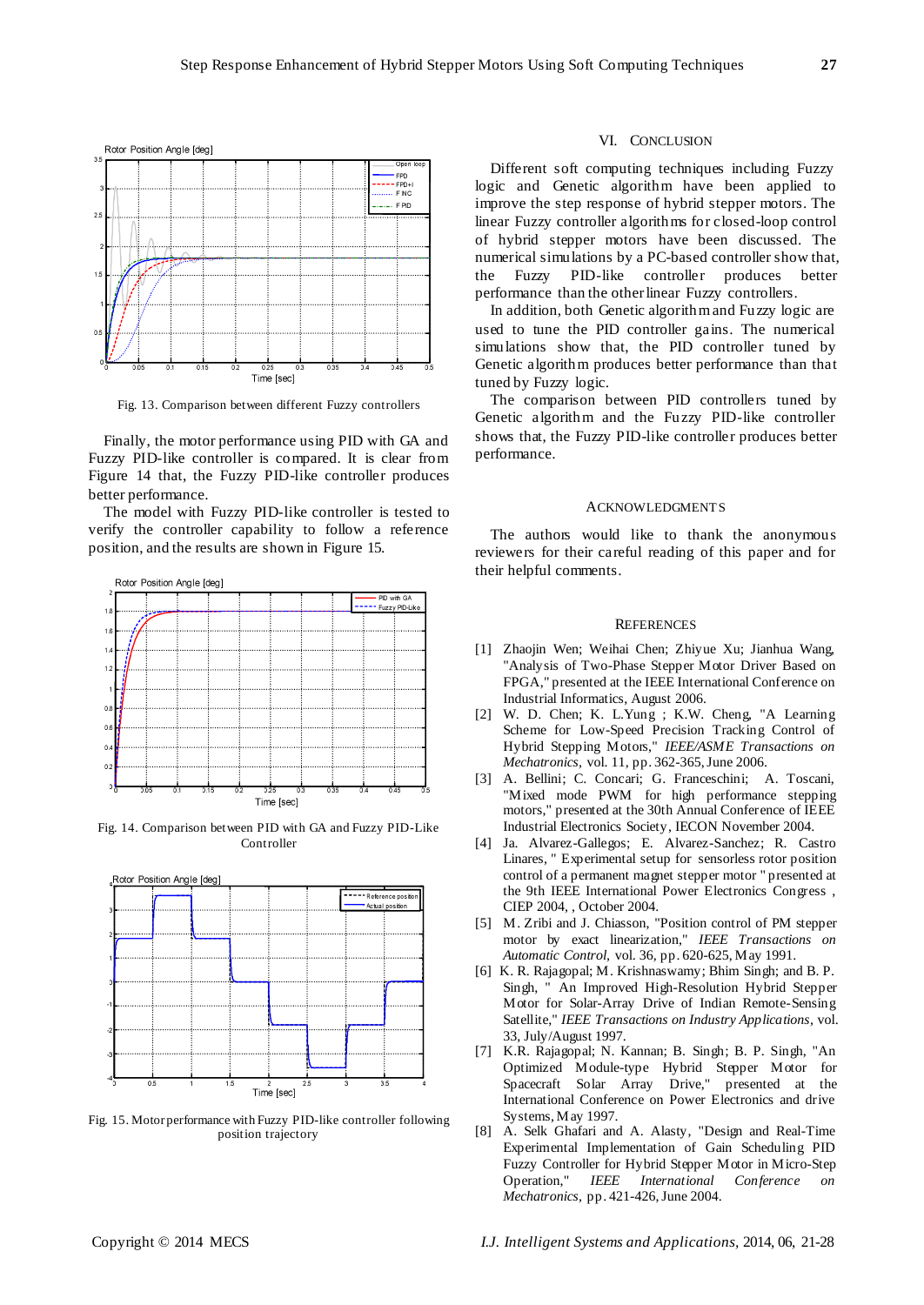Fig. 13. Comparison between different Fuzzy controllers

Finally, the motor performance using PID with GA and Fuzzy PID-like controller is compared. It is clear from Figure 14 that, the Fuzzy PID-like controller produces better performance.

The model with Fuzzy PID-like controller is tested to verify the controller capability to follow a reference position, and the results are shown in Figure 15.

Fig. 14. Comparison between PID with GA and Fuzzy PID-Like Controller

Fig. 15. Motor performance with Fuzzy PID-like controller following position trajectory

## VI. CONCLUSION

Different soft computing techniques including Fuzzy logic and Genetic algorithm have been applied to improve the step response of hybrid stepper motors. The linear Fuzzy controller algorithms for closed-loop control of hybrid stepper motors have been discussed. The numerical simulations by a PC-based controller show that, the Fuzzy PID-like controller produces better performance than the other linear Fuzzy controllers.

In addition, both Genetic algorithm and Fuzzy logic are used to tune the PID controller gains. The numerical simulations show that, the PID controller tuned by Genetic algorithm produces better performance than that tuned by Fuzzy logic.

The comparison between PID controllers tuned by Genetic algorithm and the Fuzzy PID-like controller shows that, the Fuzzy PID-like controller produces better performance.

## ACKNOWLEDGMENTS

The authors would like to thank the anonymous reviewers for their careful reading of this paper and for their helpful comments.

## REFERENCES

[1] Zhaojin Wen; Weihai Chen; Zhiyue Xu; Jianhua Wang, "Analysis of Two-Phase Stepper Motor Driver Based on FPGA," presented at the IEEE International Conference on Industrial Informatics, August 2006.

[2] W. D. Chen; K. L.Yung ; K.W. Cheng, "A Learning Scheme for Low-Speed Precision Tracking Control of Hybrid Stepping Motors," *IEEE/ASME Transactions on Mechatronics*, vol. 11, pp. 362-365, June 2006.

[3] A. Bellini; C. Concari; G. Franceschini; A. Toscani, "Mixed mode PWM for high performance stepping motors," presented at the 30th Annual Conference of IEEE Industrial Electronics Society, IECON November 2004.

[4] Ja. Alvarez-Gallegos; E. Alvarez-Sanchez; R. Castro Linares, " Experimental setup for sensorless rotor position control of a permanent magnet stepper motor " presented at the 9th IEEE International Power Electronics Congress , CIEP 2004, , October 2004.

[5] M. Zribi and J. Chiasson, "Position control of PM stepper motor by exact linearization," *IEEE Transactions on Automatic Control*, vol. 36, pp. 620-625, May 1991.

[6] K. R. Rajagopal; M. Krishnaswamy; Bhim Singh; and B. P. Singh, " An Improved High-Resolution Hybrid Stepper Motor for Solar-Array Drive of Indian Remote-Sensing Satellite," *IEEE Transactions on Industry Applications*, vol. 33, July/August 1997.

[7] K.R. Rajagopal; N. Kannan; B. Singh; B. P. Singh, "An Optimized Module-type Hybrid Stepper Motor for Spacecraft Solar Array Drive," presented at the International Conference on Power Electronics and drive Systems, May 1997.

[8] A. Selk Ghafari and A. Alasty, "Design and Real-Time Experimental Implementation of Gain Scheduling PID Fuzzy Controller for Hybrid Stepper Motor in Micro-Step Operation," *IEEE International Conference on Mechatronics*, pp. 421-426, June 2004.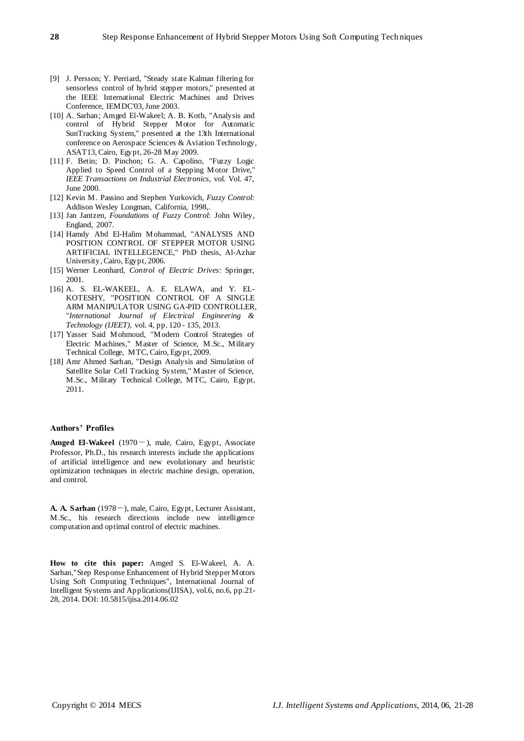[9] J. Persson; Y. Perriard, "Steady state Kalman filtering for sensorless control of hybrid stepper motors," presented at the IEEE International Electric Machines and Drives Conference, IEMDC'03, June 2003.

[10] A. Sarhan; Amged El-Wakeel; A. B. Kotb, "Analysis and control of Hybrid Stepper Motor for Automatic SunTracking System," presented at the 13th International conference on Aerospace Sciences & Aviation Technology, ASAT13, Cairo, Egypt, 26-28 May 2009.

[11] F. Betin; D. Pinchon; G. A. Capolino, "Fuzzy Logic Applied to Speed Control of a Stepping Motor Drive," *IEEE Transactions on Industrial Electronics*, vol. Vol. 47, June 2000.

[12] Kevin M. Passino and Stephen Yurkovich, *Fuzzy Control*: Addison Wesley Longman, California, 1998,.

[13] Jan Jantzen, *Foundations of Fuzzy Control*: John Wiley, England, 2007.

[14] Hamdy Abd El-Halim Mohammad, "ANALYSIS AND POSITION CONTROL OF STEPPER MOTOR USING ARTIFICIAL INTELLEGENCE," PhD thesis, Al-Azhar University, Cairo, Egypt, 2006.

[15] Werner Leonhard, *Control of Electric Drives*: Springer, 2001.

[16] A. S. EL-WAKEEL, A. E. ELAWA, and Y. EL-KOTESHY, "POSITION CONTROL OF A SINGLE ARM MANIPULATOR USING GA-PID CONTROLLER, "*International Journal of Electrical Engineering & Technology (IJEET)*, vol. 4, pp. 120 - 135, 2013.

[17] Yasser Said Mohmoud, "Modern Control Strategies of Electric Machines," Master of Science, M.Sc., Military Technical College, MTC, Cairo, Egypt, 2009.

[18] Amr Ahmed Sarhan, "Design Analysis and Simulation of Satellite Solar Cell Tracking System," Master of Science, M.Sc., Military Technical College, MTC, Cairo, Egypt, 2011.

### Authors' Profiles

**Amged El-Wakeel** (1970－), male, Cairo, Egypt, Associate Professor, Ph.D., his research interests include the applications of artificial intelligence and new evolutionary and heuristic optimization techniques in electric machine design, operation, and control.

**A. A. Sarhan** (1978－), male, Cairo, Egypt, Lecturer Assistant, M.Sc., his research directions include new intelligence computation and optimal control of electric machines.

**How to cite this paper:** Amged S. El-Wakeel, A. A. Sarhan,"Step Response Enhancement of Hybrid Stepper Motors Using Soft Computing Techniques", International Journal of Intelligent Systems and Applications(IJISA), vol.6, no.6, pp.21-28, 2014. DOI: 10.5815/ijisa.2014.06.02